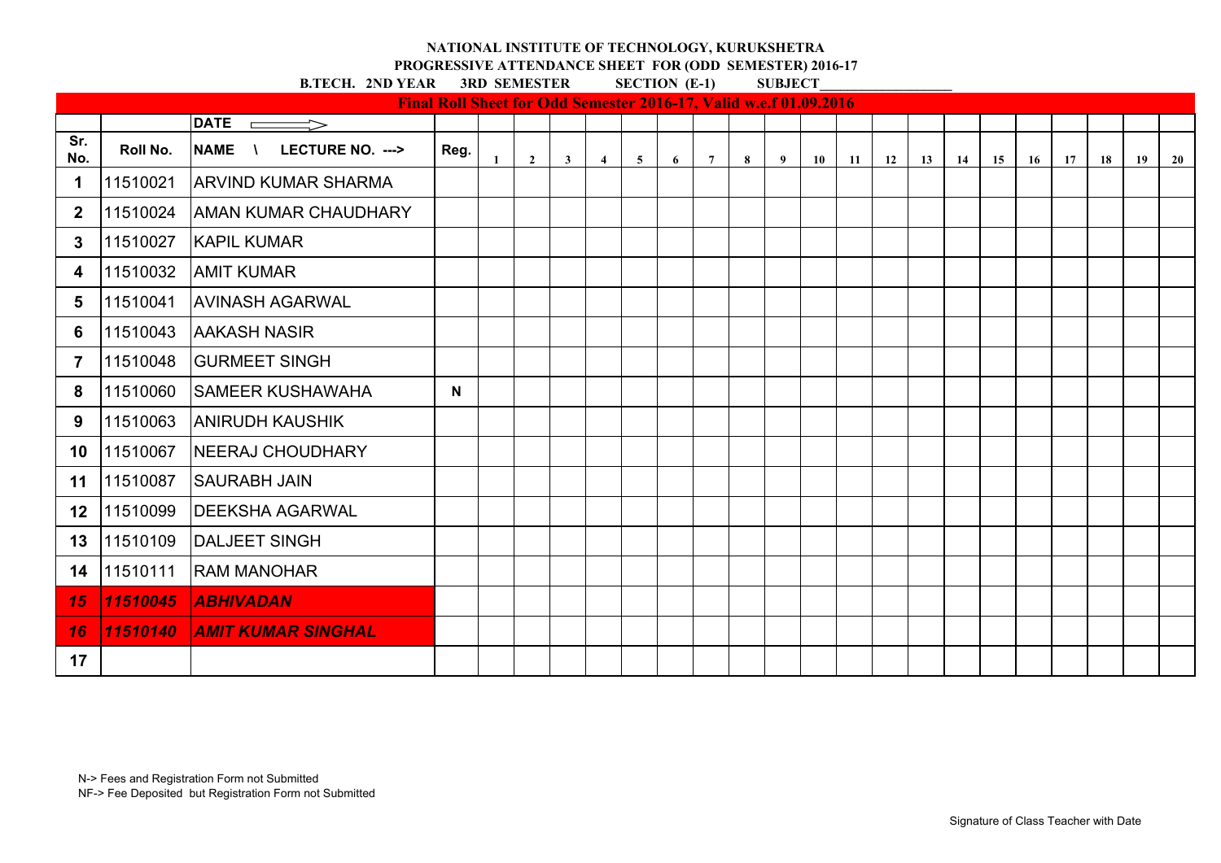**NATIONAL INSTITUTE OF TECHNOLOGY, KURUKSHETRA**

**PROGRESSIVE ATTENDANCE SHEET FOR (ODD SEMESTER) 2016-17**

**B.TECH. 2ND YEAR 3RD SEMESTER SECTION (E-1) SUBJECT\_\_\_\_\_\_\_\_\_\_\_\_\_\_\_\_\_\_**

**Final Roll Sheet for Odd Semester 2016-17, Valid w.e.f 01.09.2016**

| | | DATE ⟹ | | | | | | | | | | | | | | | | | | | | | |
|---|---|---|---|---|---|---|---|---|---|---|---|---|---|---|---|---|---|---|---|---|---|---|---|
| **Sr. No.** | **Roll No.** | **NAME \ LECTURE NO. --->** | **Reg.** | **1** | **2** | **3** | **4** | **5** | **6** | **7** | **8** | **9** | **10** | **11** | **12** | **13** | **14** | **15** | **16** | **17** | **18** | **19** | **20** |
| **1** | 11510021 | ARVIND KUMAR SHARMA | | | | | | | | | | | | | | | | | | | | | |
| **2** | 11510024 | AMAN KUMAR CHAUDHARY | | | | | | | | | | | | | | | | | | | | | |
| **3** | 11510027 | KAPIL KUMAR | | | | | | | | | | | | | | | | | | | | | |
| **4** | 11510032 | AMIT KUMAR | | | | | | | | | | | | | | | | | | | | | |
| **5** | 11510041 | AVINASH AGARWAL | | | | | | | | | | | | | | | | | | | | | |
| **6** | 11510043 | AAKASH NASIR | | | | | | | | | | | | | | | | | | | | | |
| **7** | 11510048 | GURMEET SINGH | | | | | | | | | | | | | | | | | | | | | |
| **8** | 11510060 | SAMEER KUSHAWAHA | **N** | | | | | | | | | | | | | | | | | | | | |
| **9** | 11510063 | ANIRUDH KAUSHIK | | | | | | | | | | | | | | | | | | | | | |
| **10** | 11510067 | NEERAJ CHOUDHARY | | | | | | | | | | | | | | | | | | | | | |
| **11** | 11510087 | SAURABH JAIN | | | | | | | | | | | | | | | | | | | | | |
| **12** | 11510099 | DEEKSHA AGARWAL | | | | | | | | | | | | | | | | | | | | | |
| **13** | 11510109 | DALJEET SINGH | | | | | | | | | | | | | | | | | | | | | |
| **14** | 11510111 | RAM MANOHAR | | | | | | | | | | | | | | | | | | | | | |
| ***15*** | ***11510045*** | ***ABHIVADAN*** | | | | | | | | | | | | | | | | | | | | | |
| ***16*** | ***11510140*** | ***AMIT KUMAR SINGHAL*** | | | | | | | | | | | | | | | | | | | | | |
| **17** | | | | | | | | | | | | | | | | | | | | | | | |

N-> Fees and Registration Form not Submitted

NF-> Fee Deposited but Registration Form not Submitted

Signature of Class Teacher with Date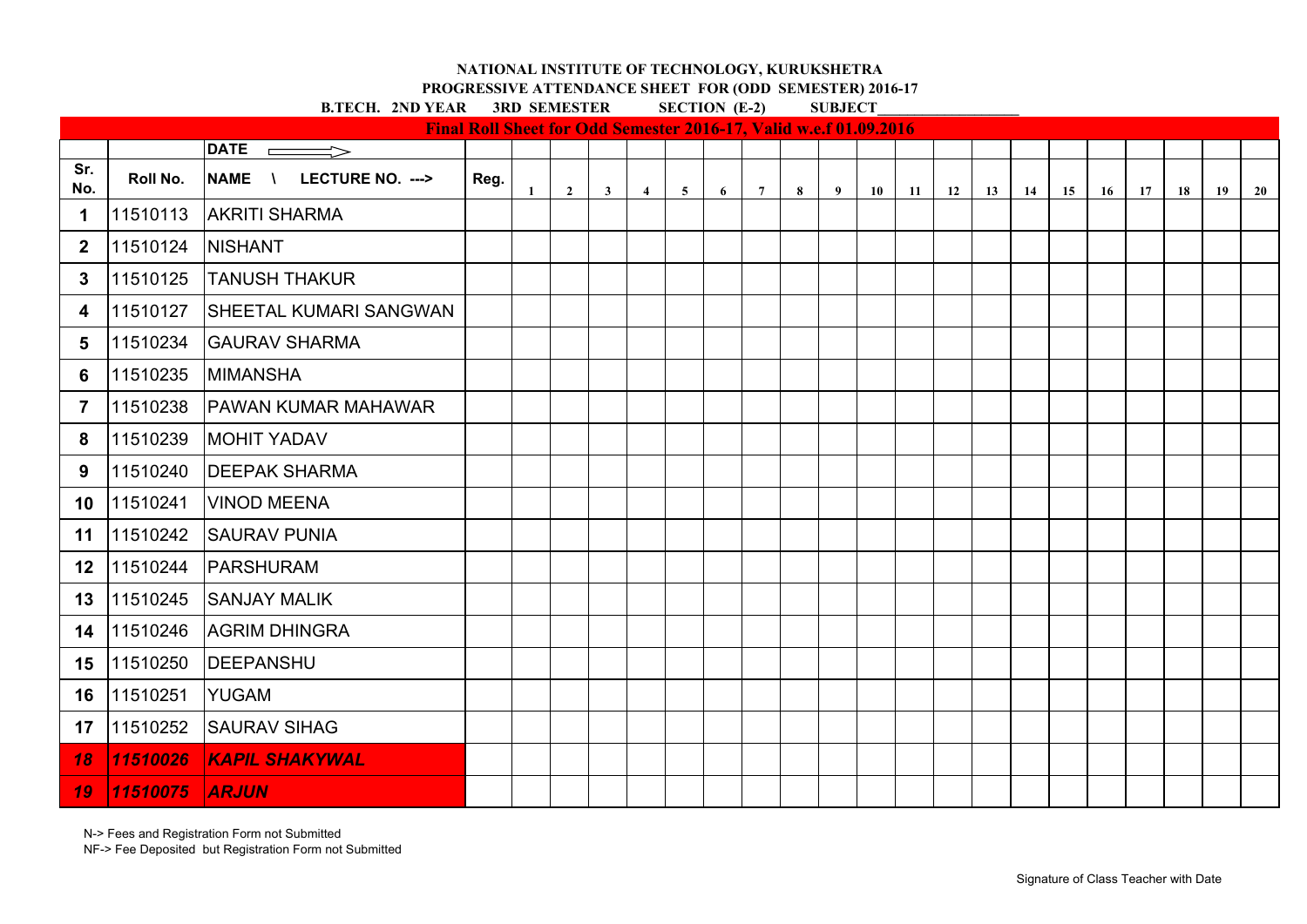**NATIONAL INSTITUTE OF TECHNOLOGY, KURUKSHETRA**

**PROGRESSIVE ATTENDANCE SHEET FOR (ODD SEMESTER) 2016-17**

**B.TECH. 2ND YEAR 3RD SEMESTER SECTION (E-2) SUBJECT__________________**

**Final Roll Sheet for Odd Semester 2016-17, Valid w.e.f 01.09.2016**

| | | DATE ⟹ | | | | | | | | | | | | | | | | | | | | | |
|---|---|---|---|---|---|---|---|---|---|---|---|---|---|---|---|---|---|---|---|---|---|---|---|
| Sr. No. | Roll No. | NAME \ LECTURE NO. ---> | Reg. | 1 | 2 | 3 | 4 | 5 | 6 | 7 | 8 | 9 | 10 | 11 | 12 | 13 | 14 | 15 | 16 | 17 | 18 | 19 | 20 |
| 1 | 11510113 | AKRITI SHARMA | | | | | | | | | | | | | | | | | | | | | |
| 2 | 11510124 | NISHANT | | | | | | | | | | | | | | | | | | | | | |
| 3 | 11510125 | TANUSH THAKUR | | | | | | | | | | | | | | | | | | | | | |
| 4 | 11510127 | SHEETAL KUMARI SANGWAN | | | | | | | | | | | | | | | | | | | | | |
| 5 | 11510234 | GAURAV SHARMA | | | | | | | | | | | | | | | | | | | | | |
| 6 | 11510235 | MIMANSHA | | | | | | | | | | | | | | | | | | | | | |
| 7 | 11510238 | PAWAN KUMAR MAHAWAR | | | | | | | | | | | | | | | | | | | | | |
| 8 | 11510239 | MOHIT YADAV | | | | | | | | | | | | | | | | | | | | | |
| 9 | 11510240 | DEEPAK SHARMA | | | | | | | | | | | | | | | | | | | | | |
| 10 | 11510241 | VINOD MEENA | | | | | | | | | | | | | | | | | | | | | |
| 11 | 11510242 | SAURAV PUNIA | | | | | | | | | | | | | | | | | | | | | |
| 12 | 11510244 | PARSHURAM | | | | | | | | | | | | | | | | | | | | | |
| 13 | 11510245 | SANJAY MALIK | | | | | | | | | | | | | | | | | | | | | |
| 14 | 11510246 | AGRIM DHINGRA | | | | | | | | | | | | | | | | | | | | | |
| 15 | 11510250 | DEEPANSHU | | | | | | | | | | | | | | | | | | | | | |
| 16 | 11510251 | YUGAM | | | | | | | | | | | | | | | | | | | | | |
| 17 | 11510252 | SAURAV SIHAG | | | | | | | | | | | | | | | | | | | | | |
| *18* | *11510026* | *KAPIL SHAKYWAL* | | | | | | | | | | | | | | | | | | | | | |
| *19* | *11510075* | *ARJUN* | | | | | | | | | | | | | | | | | | | | | |

N-> Fees and Registration Form not Submitted

NF-> Fee Deposited but Registration Form not Submitted

Signature of Class Teacher with Date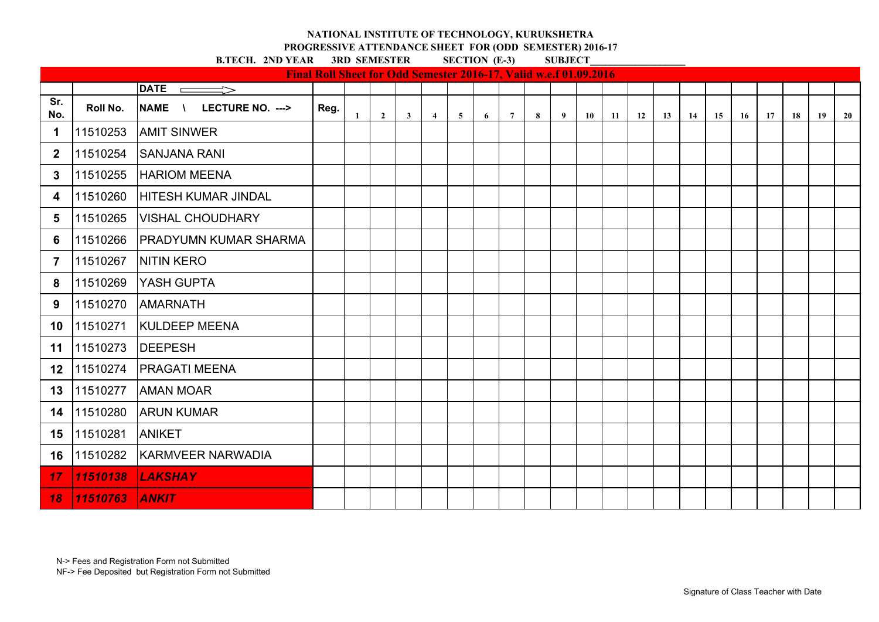**NATIONAL INSTITUTE OF TECHNOLOGY, KURUKSHETRA**

**PROGRESSIVE ATTENDANCE SHEET FOR (ODD SEMESTER) 2016-17**

**B.TECH. 2ND YEAR 3RD SEMESTER SECTION (E-3) SUBJECT__________________**

**Final Roll Sheet for Odd Semester 2016-17, Valid w.e.f 01.09.2016**

| | | DATE ⟹ | | | | | | | | | | | | | | | | | | | | | |
|---|---|---|---|---|---|---|---|---|---|---|---|---|---|---|---|---|---|---|---|---|---|---|---|
| Sr. No. | Roll No. | NAME \ LECTURE NO. ---> | Reg. | 1 | 2 | 3 | 4 | 5 | 6 | 7 | 8 | 9 | 10 | 11 | 12 | 13 | 14 | 15 | 16 | 17 | 18 | 19 | 20 |
| 1 | 11510253 | AMIT SINWER | | | | | | | | | | | | | | | | | | | | | |
| 2 | 11510254 | SANJANA RANI | | | | | | | | | | | | | | | | | | | | | |
| 3 | 11510255 | HARIOM MEENA | | | | | | | | | | | | | | | | | | | | | |
| 4 | 11510260 | HITESH KUMAR JINDAL | | | | | | | | | | | | | | | | | | | | | |
| 5 | 11510265 | VISHAL CHOUDHARY | | | | | | | | | | | | | | | | | | | | | |
| 6 | 11510266 | PRADYUMN KUMAR SHARMA | | | | | | | | | | | | | | | | | | | | | |
| 7 | 11510267 | NITIN KERO | | | | | | | | | | | | | | | | | | | | | |
| 8 | 11510269 | YASH GUPTA | | | | | | | | | | | | | | | | | | | | | |
| 9 | 11510270 | AMARNATH | | | | | | | | | | | | | | | | | | | | | |
| 10 | 11510271 | KULDEEP MEENA | | | | | | | | | | | | | | | | | | | | | |
| 11 | 11510273 | DEEPESH | | | | | | | | | | | | | | | | | | | | | |
| 12 | 11510274 | PRAGATI MEENA | | | | | | | | | | | | | | | | | | | | | |
| 13 | 11510277 | AMAN MOAR | | | | | | | | | | | | | | | | | | | | | |
| 14 | 11510280 | ARUN KUMAR | | | | | | | | | | | | | | | | | | | | | |
| 15 | 11510281 | ANIKET | | | | | | | | | | | | | | | | | | | | | |
| 16 | 11510282 | KARMVEER NARWADIA | | | | | | | | | | | | | | | | | | | | | |
| ***17*** | ***11510138*** | ***LAKSHAY*** | | | | | | | | | | | | | | | | | | | | | |
| ***18*** | ***11510763*** | ***ANKIT*** | | | | | | | | | | | | | | | | | | | | | |

N-> Fees and Registration Form not Submitted

NF-> Fee Deposited but Registration Form not Submitted

Signature of Class Teacher with Date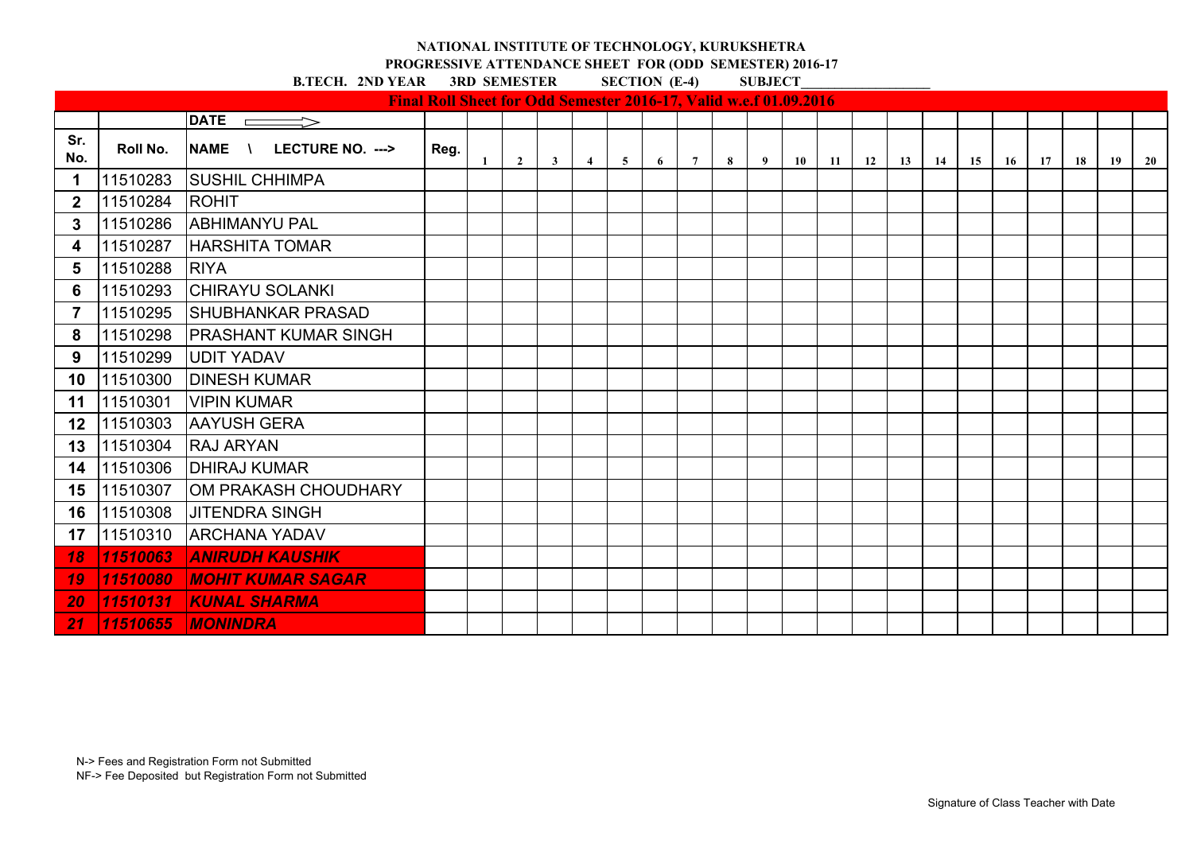**NATIONAL INSTITUTE OF TECHNOLOGY, KURUKSHETRA**

**PROGRESSIVE ATTENDANCE SHEET FOR (ODD SEMESTER) 2016-17**

**B.TECH. 2ND YEAR 3RD SEMESTER SECTION (E-4) SUBJECT__________________**

**Final Roll Sheet for Odd Semester 2016-17, Valid w.e.f 01.09.2016**

| | | DATE ⟹ | | | | | | | | | | | | | | | | | | | | | |
|---|---|---|---|---|---|---|---|---|---|---|---|---|---|---|---|---|---|---|---|---|---|---|---|
| **Sr. No.** | **Roll No.** | **NAME \ LECTURE NO. --->** | **Reg.** | 1 | 2 | 3 | 4 | 5 | 6 | 7 | 8 | 9 | 10 | 11 | 12 | 13 | 14 | 15 | 16 | 17 | 18 | 19 | 20 |
| 1 | 11510283 | SUSHIL CHHIMPA | | | | | | | | | | | | | | | | | | | | | |
| 2 | 11510284 | ROHIT | | | | | | | | | | | | | | | | | | | | | |
| 3 | 11510286 | ABHIMANYU PAL | | | | | | | | | | | | | | | | | | | | | |
| 4 | 11510287 | HARSHITA TOMAR | | | | | | | | | | | | | | | | | | | | | |
| 5 | 11510288 | RIYA | | | | | | | | | | | | | | | | | | | | | |
| 6 | 11510293 | CHIRAYU SOLANKI | | | | | | | | | | | | | | | | | | | | | |
| 7 | 11510295 | SHUBHANKAR PRASAD | | | | | | | | | | | | | | | | | | | | | |
| 8 | 11510298 | PRASHANT KUMAR SINGH | | | | | | | | | | | | | | | | | | | | | |
| 9 | 11510299 | UDIT YADAV | | | | | | | | | | | | | | | | | | | | | |
| 10 | 11510300 | DINESH KUMAR | | | | | | | | | | | | | | | | | | | | | |
| 11 | 11510301 | VIPIN KUMAR | | | | | | | | | | | | | | | | | | | | | |
| 12 | 11510303 | AAYUSH GERA | | | | | | | | | | | | | | | | | | | | | |
| 13 | 11510304 | RAJ ARYAN | | | | | | | | | | | | | | | | | | | | | |
| 14 | 11510306 | DHIRAJ KUMAR | | | | | | | | | | | | | | | | | | | | | |
| 15 | 11510307 | OM PRAKASH CHOUDHARY | | | | | | | | | | | | | | | | | | | | | |
| 16 | 11510308 | JITENDRA SINGH | | | | | | | | | | | | | | | | | | | | | |
| 17 | 11510310 | ARCHANA YADAV | | | | | | | | | | | | | | | | | | | | | |
| ***18*** | ***11510063*** | ***ANIRUDH KAUSHIK*** | | | | | | | | | | | | | | | | | | | | | |
| ***19*** | ***11510080*** | ***MOHIT KUMAR SAGAR*** | | | | | | | | | | | | | | | | | | | | | |
| ***20*** | ***11510131*** | ***KUNAL SHARMA*** | | | | | | | | | | | | | | | | | | | | | |
| ***21*** | ***11510655*** | ***MONINDRA*** | | | | | | | | | | | | | | | | | | | | | |

N-> Fees and Registration Form not Submitted

NF-> Fee Deposited but Registration Form not Submitted

Signature of Class Teacher with Date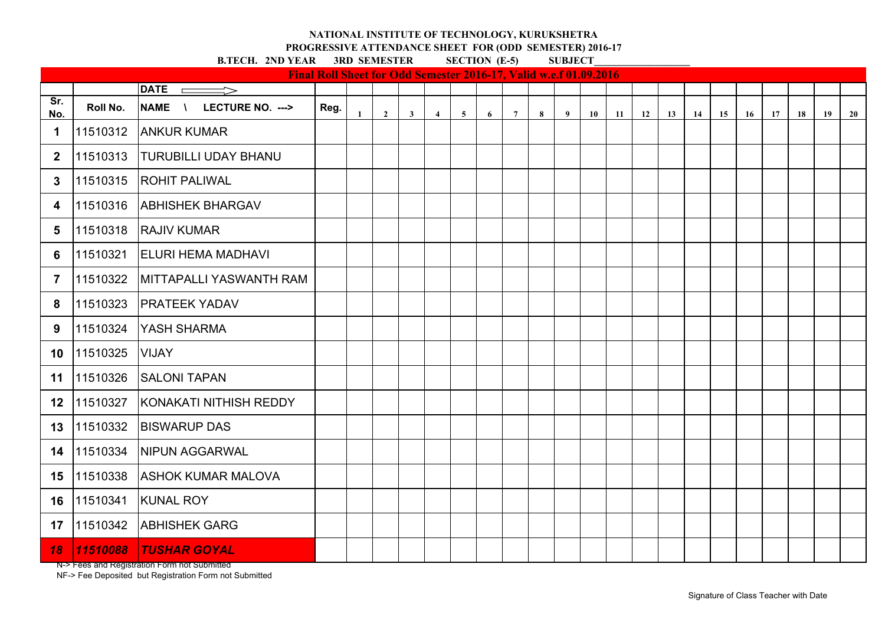**NATIONAL INSTITUTE OF TECHNOLOGY, KURUKSHETRA**

**PROGRESSIVE ATTENDANCE SHEET FOR (ODD SEMESTER) 2016-17**

**B.TECH. 2ND YEAR 3RD SEMESTER SECTION (E-5) SUBJECT__________________**

**Final Roll Sheet for Odd Semester 2016-17, Valid w.e.f 01.09.2016**

| | | DATE ⟹ | | | | | | | | | | | | | | | | | | | | | |
|---|---|---|---|---|---|---|---|---|---|---|---|---|---|---|---|---|---|---|---|---|---|---|---|
| Sr. No. | Roll No. | NAME \ LECTURE NO. ---> | Reg. | 1 | 2 | 3 | 4 | 5 | 6 | 7 | 8 | 9 | 10 | 11 | 12 | 13 | 14 | 15 | 16 | 17 | 18 | 19 | 20 |
| 1 | 11510312 | ANKUR KUMAR | | | | | | | | | | | | | | | | | | | | | |
| 2 | 11510313 | TURUBILLI UDAY BHANU | | | | | | | | | | | | | | | | | | | | | |
| 3 | 11510315 | ROHIT PALIWAL | | | | | | | | | | | | | | | | | | | | | |
| 4 | 11510316 | ABHISHEK BHARGAV | | | | | | | | | | | | | | | | | | | | | |
| 5 | 11510318 | RAJIV KUMAR | | | | | | | | | | | | | | | | | | | | | |
| 6 | 11510321 | ELURI HEMA MADHAVI | | | | | | | | | | | | | | | | | | | | | |
| 7 | 11510322 | MITTAPALLI YASWANTH RAM | | | | | | | | | | | | | | | | | | | | | |
| 8 | 11510323 | PRATEEK YADAV | | | | | | | | | | | | | | | | | | | | | |
| 9 | 11510324 | YASH SHARMA | | | | | | | | | | | | | | | | | | | | | |
| 10 | 11510325 | VIJAY | | | | | | | | | | | | | | | | | | | | | |
| 11 | 11510326 | SALONI TAPAN | | | | | | | | | | | | | | | | | | | | | |
| 12 | 11510327 | KONAKATI NITHISH REDDY | | | | | | | | | | | | | | | | | | | | | |
| 13 | 11510332 | BISWARUP DAS | | | | | | | | | | | | | | | | | | | | | |
| 14 | 11510334 | NIPUN AGGARWAL | | | | | | | | | | | | | | | | | | | | | |
| 15 | 11510338 | ASHOK KUMAR MALOVA | | | | | | | | | | | | | | | | | | | | | |
| 16 | 11510341 | KUNAL ROY | | | | | | | | | | | | | | | | | | | | | |
| 17 | 11510342 | ABHISHEK GARG | | | | | | | | | | | | | | | | | | | | | |
| *18* | *11510088* | *TUSHAR GOYAL* | | | | | | | | | | | | | | | | | | | | | |

N-> Fees and Registration Form not Submitted

NF-> Fee Deposited but Registration Form not Submitted

Signature of Class Teacher with Date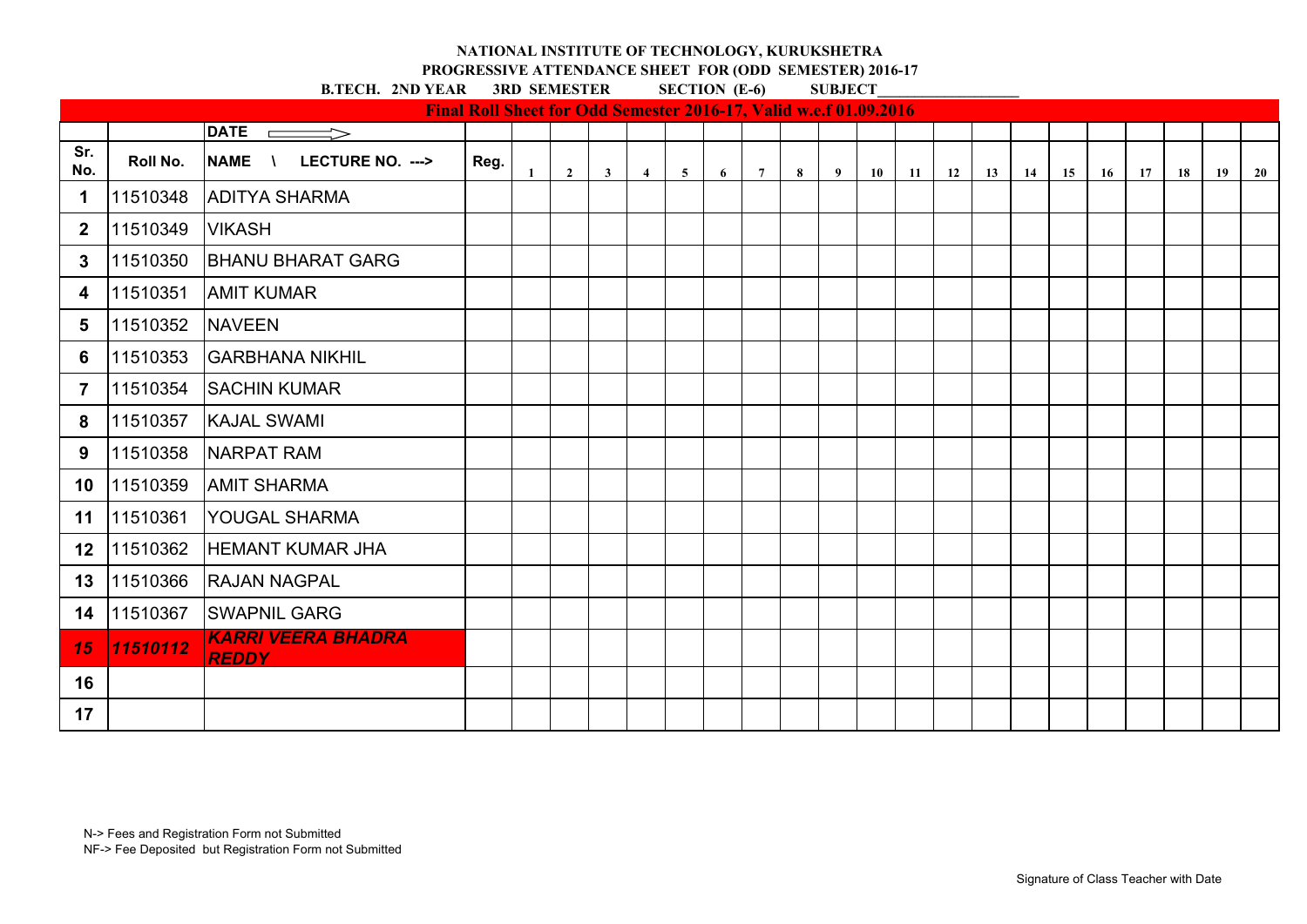**NATIONAL INSTITUTE OF TECHNOLOGY, KURUKSHETRA**

**PROGRESSIVE ATTENDANCE SHEET FOR (ODD SEMESTER) 2016-17**

**B.TECH. 2ND YEAR 3RD SEMESTER SECTION (E-6) SUBJECT___________________**

**Final Roll Sheet for Odd Semester 2016-17, Valid w.e.f 01.09.2016**

| | | DATE ⟹ | | | | | | | | | | | | | | | | | | | | | | | |
|---|---|---|---|---|---|---|---|---|---|---|---|---|---|---|---|---|---|---|---|---|---|---|---|---|---|
| Sr. No. | Roll No. | NAME \ LECTURE NO. ---> | Reg. | 1 | 2 | 3 | 4 | 5 | 6 | 7 | 8 | 9 | 10 | 11 | 12 | 13 | 14 | 15 | 16 | 17 | 18 | 19 | 20 |
| 1 | 11510348 | ADITYA SHARMA | | | | | | | | | | | | | | | | | | | | | |
| 2 | 11510349 | VIKASH | | | | | | | | | | | | | | | | | | | | | |
| 3 | 11510350 | BHANU BHARAT GARG | | | | | | | | | | | | | | | | | | | | | |
| 4 | 11510351 | AMIT KUMAR | | | | | | | | | | | | | | | | | | | | | |
| 5 | 11510352 | NAVEEN | | | | | | | | | | | | | | | | | | | | | |
| 6 | 11510353 | GARBHANA NIKHIL | | | | | | | | | | | | | | | | | | | | | |
| 7 | 11510354 | SACHIN KUMAR | | | | | | | | | | | | | | | | | | | | | |
| 8 | 11510357 | KAJAL SWAMI | | | | | | | | | | | | | | | | | | | | | |
| 9 | 11510358 | NARPAT RAM | | | | | | | | | | | | | | | | | | | | | |
| 10 | 11510359 | AMIT SHARMA | | | | | | | | | | | | | | | | | | | | | |
| 11 | 11510361 | YOUGAL SHARMA | | | | | | | | | | | | | | | | | | | | | |
| 12 | 11510362 | HEMANT KUMAR JHA | | | | | | | | | | | | | | | | | | | | | |
| 13 | 11510366 | RAJAN NAGPAL | | | | | | | | | | | | | | | | | | | | | |
| 14 | 11510367 | SWAPNIL GARG | | | | | | | | | | | | | | | | | | | | | |
| *15* | *11510112* | *KARRI VEERA BHADRA REDDY* | | | | | | | | | | | | | | | | | | | | | |
| 16 | | | | | | | | | | | | | | | | | | | | | | | |
| 17 | | | | | | | | | | | | | | | | | | | | | | | |

N-> Fees and Registration Form not Submitted

NF-> Fee Deposited but Registration Form not Submitted

Signature of Class Teacher with Date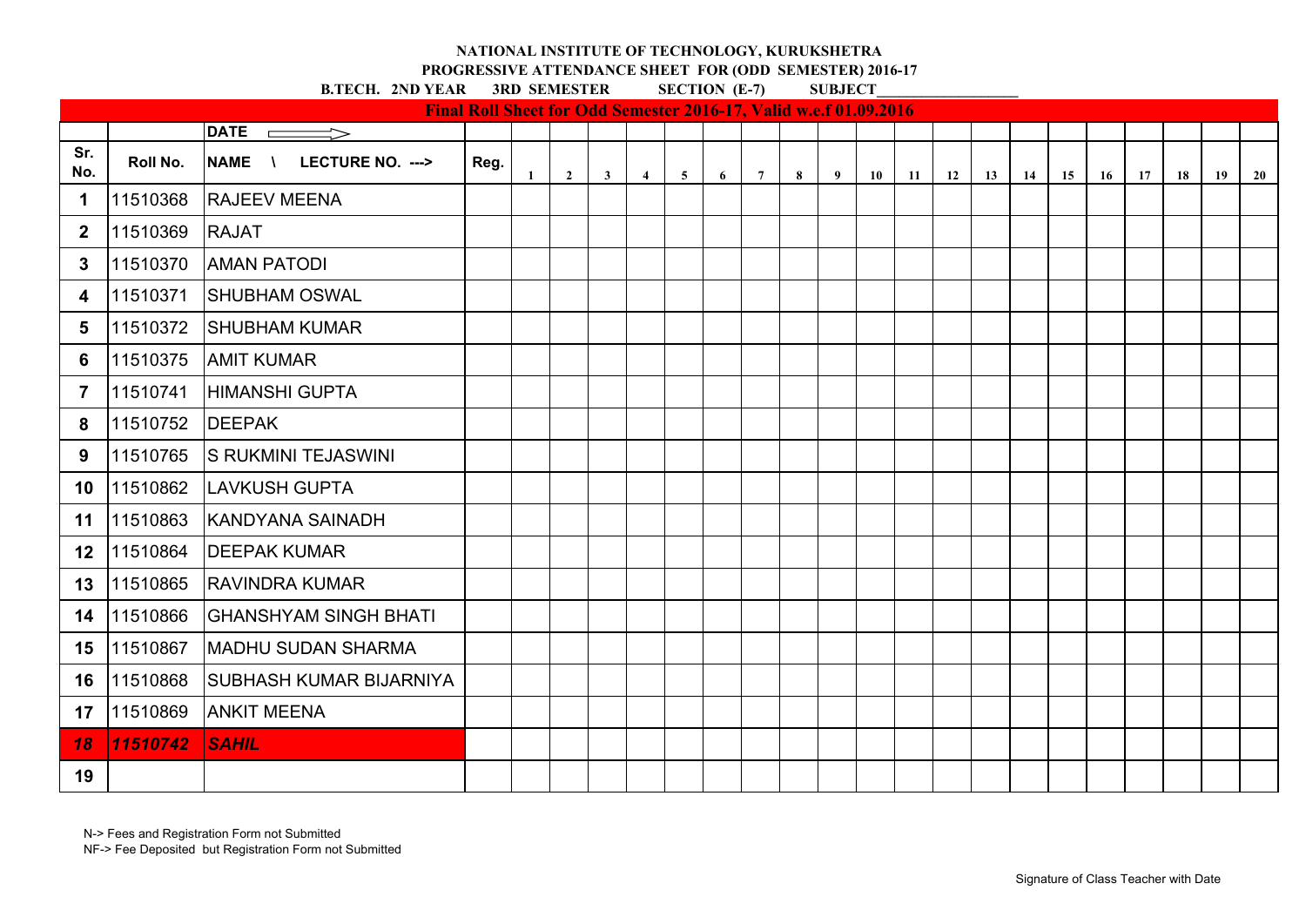**NATIONAL INSTITUTE OF TECHNOLOGY, KURUKSHETRA**

**PROGRESSIVE ATTENDANCE SHEET FOR (ODD SEMESTER) 2016-17**

**B.TECH. 2ND YEAR 3RD SEMESTER SECTION (E-7) SUBJECT__________________**

**Final Roll Sheet for Odd Semester 2016-17, Valid w.e.f 01.09.2016**

| | | DATE ⟹ | | | | | | | | | | | | | | | | | | | | | |
|---|---|---|---|---|---|---|---|---|---|---|---|---|---|---|---|---|---|---|---|---|---|---|---|
| Sr. No. | Roll No. | NAME \ LECTURE NO. ---> | Reg. | 1 | 2 | 3 | 4 | 5 | 6 | 7 | 8 | 9 | 10 | 11 | 12 | 13 | 14 | 15 | 16 | 17 | 18 | 19 | 20 |
| 1 | 11510368 | RAJEEV MEENA | | | | | | | | | | | | | | | | | | | | | |
| 2 | 11510369 | RAJAT | | | | | | | | | | | | | | | | | | | | | |
| 3 | 11510370 | AMAN PATODI | | | | | | | | | | | | | | | | | | | | | |
| 4 | 11510371 | SHUBHAM OSWAL | | | | | | | | | | | | | | | | | | | | | |
| 5 | 11510372 | SHUBHAM KUMAR | | | | | | | | | | | | | | | | | | | | | |
| 6 | 11510375 | AMIT KUMAR | | | | | | | | | | | | | | | | | | | | | |
| 7 | 11510741 | HIMANSHI GUPTA | | | | | | | | | | | | | | | | | | | | | |
| 8 | 11510752 | DEEPAK | | | | | | | | | | | | | | | | | | | | | |
| 9 | 11510765 | S RUKMINI TEJASWINI | | | | | | | | | | | | | | | | | | | | | |
| 10 | 11510862 | LAVKUSH GUPTA | | | | | | | | | | | | | | | | | | | | | |
| 11 | 11510863 | KANDYANA SAINADH | | | | | | | | | | | | | | | | | | | | | |
| 12 | 11510864 | DEEPAK KUMAR | | | | | | | | | | | | | | | | | | | | | |
| 13 | 11510865 | RAVINDRA KUMAR | | | | | | | | | | | | | | | | | | | | | |
| 14 | 11510866 | GHANSHYAM SINGH BHATI | | | | | | | | | | | | | | | | | | | | | |
| 15 | 11510867 | MADHU SUDAN SHARMA | | | | | | | | | | | | | | | | | | | | | |
| 16 | 11510868 | SUBHASH KUMAR BIJARNIYA | | | | | | | | | | | | | | | | | | | | | |
| 17 | 11510869 | ANKIT MEENA | | | | | | | | | | | | | | | | | | | | | |
| ***18*** | ***11510742*** | ***SAHIL*** | | | | | | | | | | | | | | | | | | | | | |
| 19 | | | | | | | | | | | | | | | | | | | | | | | |

N-> Fees and Registration Form not Submitted

NF-> Fee Deposited but Registration Form not Submitted

Signature of Class Teacher with Date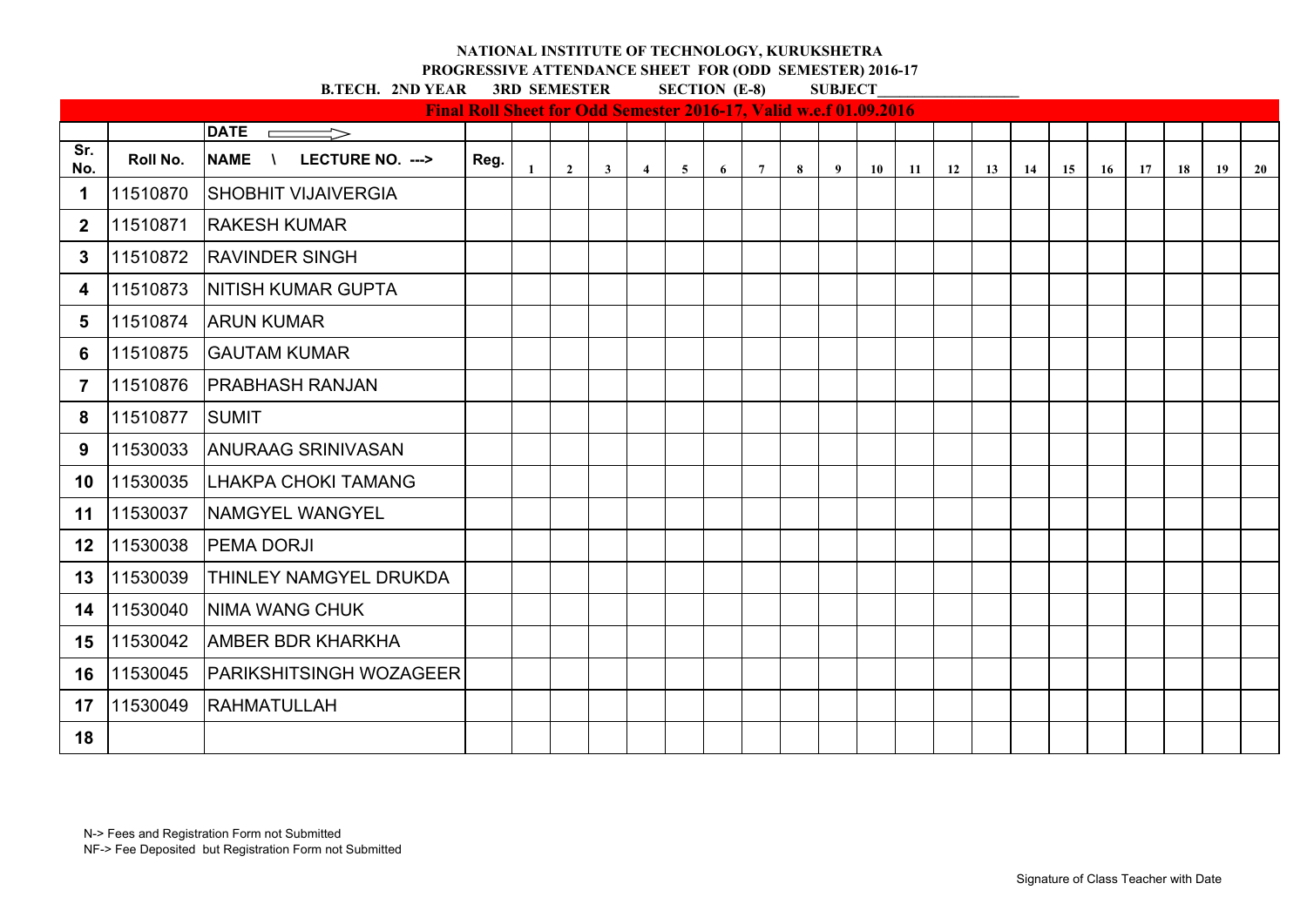**NATIONAL INSTITUTE OF TECHNOLOGY, KURUKSHETRA**

**PROGRESSIVE ATTENDANCE SHEET FOR (ODD SEMESTER) 2016-17**

**B.TECH. 2ND YEAR 3RD SEMESTER SECTION (E-8) SUBJECT\_\_\_\_\_\_\_\_\_\_\_\_\_\_\_\_\_\_**

**Final Roll Sheet for Odd Semester 2016-17, Valid w.e.f 01.09.2016**

| | | DATE ⟹ | | | | | | | | | | | | | | | | | | | | | |
|---|---|---|---|---|---|---|---|---|---|---|---|---|---|---|---|---|---|---|---|---|---|---|---|
| Sr. No. | Roll No. | NAME \ LECTURE NO. ---> | Reg. | 1 | 2 | 3 | 4 | 5 | 6 | 7 | 8 | 9 | 10 | 11 | 12 | 13 | 14 | 15 | 16 | 17 | 18 | 19 | 20 |
| 1 | 11510870 | SHOBHIT VIJAIVERGIA | | | | | | | | | | | | | | | | | | | | | |
| 2 | 11510871 | RAKESH KUMAR | | | | | | | | | | | | | | | | | | | | | |
| 3 | 11510872 | RAVINDER SINGH | | | | | | | | | | | | | | | | | | | | | |
| 4 | 11510873 | NITISH KUMAR GUPTA | | | | | | | | | | | | | | | | | | | | | |
| 5 | 11510874 | ARUN KUMAR | | | | | | | | | | | | | | | | | | | | | |
| 6 | 11510875 | GAUTAM KUMAR | | | | | | | | | | | | | | | | | | | | | |
| 7 | 11510876 | PRABHASH RANJAN | | | | | | | | | | | | | | | | | | | | | |
| 8 | 11510877 | SUMIT | | | | | | | | | | | | | | | | | | | | | |
| 9 | 11530033 | ANURAAG SRINIVASAN | | | | | | | | | | | | | | | | | | | | | |
| 10 | 11530035 | LHAKPA CHOKI TAMANG | | | | | | | | | | | | | | | | | | | | | |
| 11 | 11530037 | NAMGYEL WANGYEL | | | | | | | | | | | | | | | | | | | | | |
| 12 | 11530038 | PEMA DORJI | | | | | | | | | | | | | | | | | | | | | |
| 13 | 11530039 | THINLEY NAMGYEL DRUKDA | | | | | | | | | | | | | | | | | | | | | |
| 14 | 11530040 | NIMA WANG CHUK | | | | | | | | | | | | | | | | | | | | | |
| 15 | 11530042 | AMBER BDR KHARKHA | | | | | | | | | | | | | | | | | | | | | |
| 16 | 11530045 | PARIKSHITSINGH WOZAGEER | | | | | | | | | | | | | | | | | | | | | |
| 17 | 11530049 | RAHMATULLAH | | | | | | | | | | | | | | | | | | | | | |
| 18 | | | | | | | | | | | | | | | | | | | | | | | |

N-> Fees and Registration Form not Submitted

NF-> Fee Deposited but Registration Form not Submitted

Signature of Class Teacher with Date